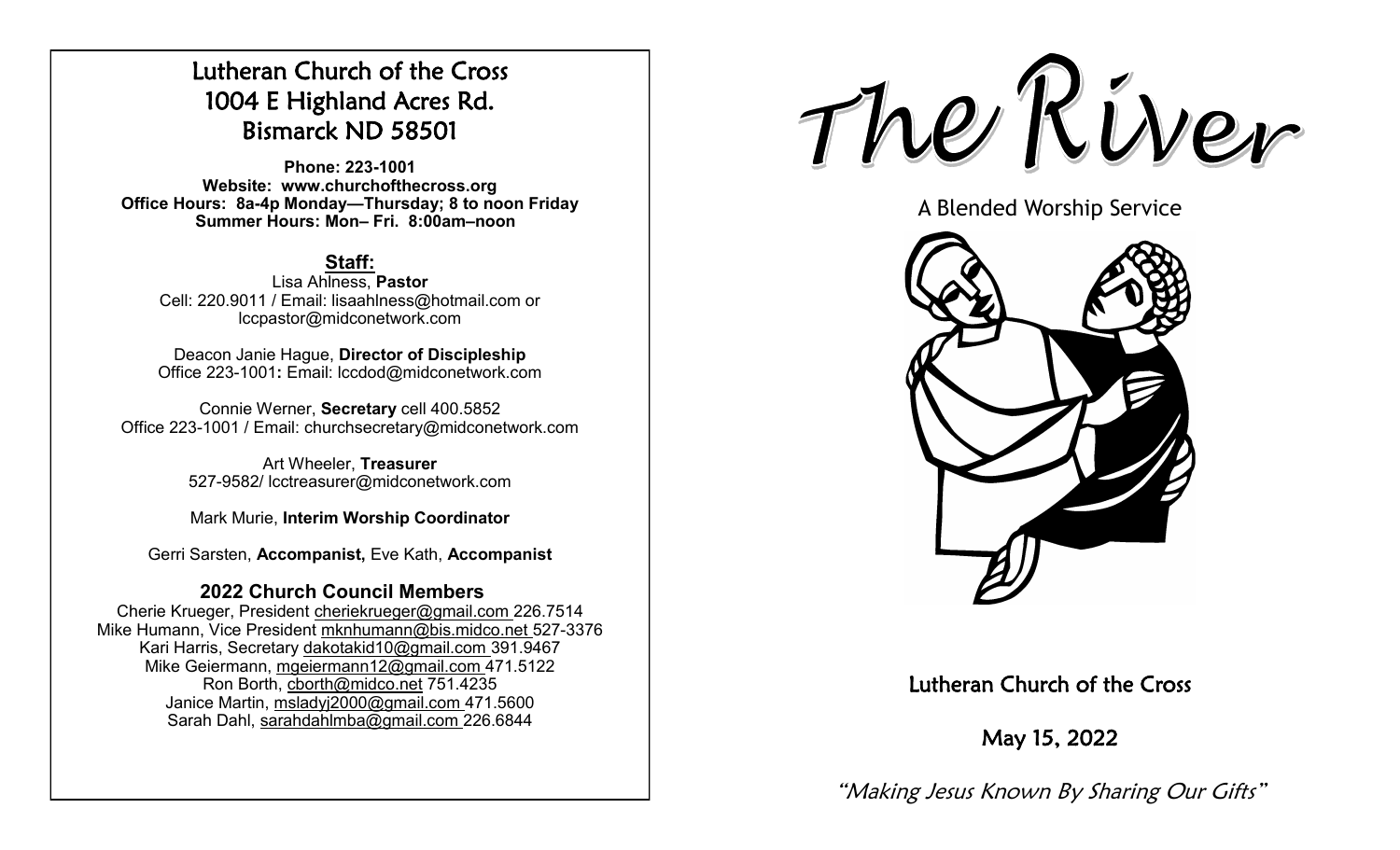# Lutheran Church of the Cross
# 1004 E Highland Acres Rd.
# Bismarck ND 58501

**Phone: 223-1001**
**Website: www.churchofthecross.org**
**Office Hours: 8a-4p Monday—Thursday; 8 to noon Friday**
**Summer Hours: Mon– Fri. 8:00am–noon**

## Staff:

Lisa Ahlness, **Pastor**
Cell: 220.9011 / Email: lisaahlness@hotmail.com or lccpastor@midconetwork.com

Deacon Janie Hague, **Director of Discipleship**
Office 223-1001**:** Email: lccdod@midconetwork.com

Connie Werner, **Secretary** cell 400.5852
Office 223-1001 / Email: churchsecretary@midconetwork.com

Art Wheeler, **Treasurer**
527-9582/ lcctreasurer@midconetwork.com

Mark Murie, **Interim Worship Coordinator**

Gerri Sarsten, **Accompanist,** Eve Kath, **Accompanist**

## 2022 Church Council Members

Cherie Krueger, President cheriekrueger@gmail.com 226.7514
Mike Humann, Vice President mknhumann@bis.midco.net 527-3376
Kari Harris, Secretary dakotakid10@gmail.com 391.9467
Mike Geiermann, mgeiermann12@gmail.com 471.5122
Ron Borth, cborth@midco.net 751.4235
Janice Martin, msladyj2000@gmail.com 471.5600
Sarah Dahl, sarahdahlmba@gmail.com 226.6844

# The River

A Blended Worship Service

## Lutheran Church of the Cross

## May 15, 2022

*"Making Jesus Known By Sharing Our Gifts"*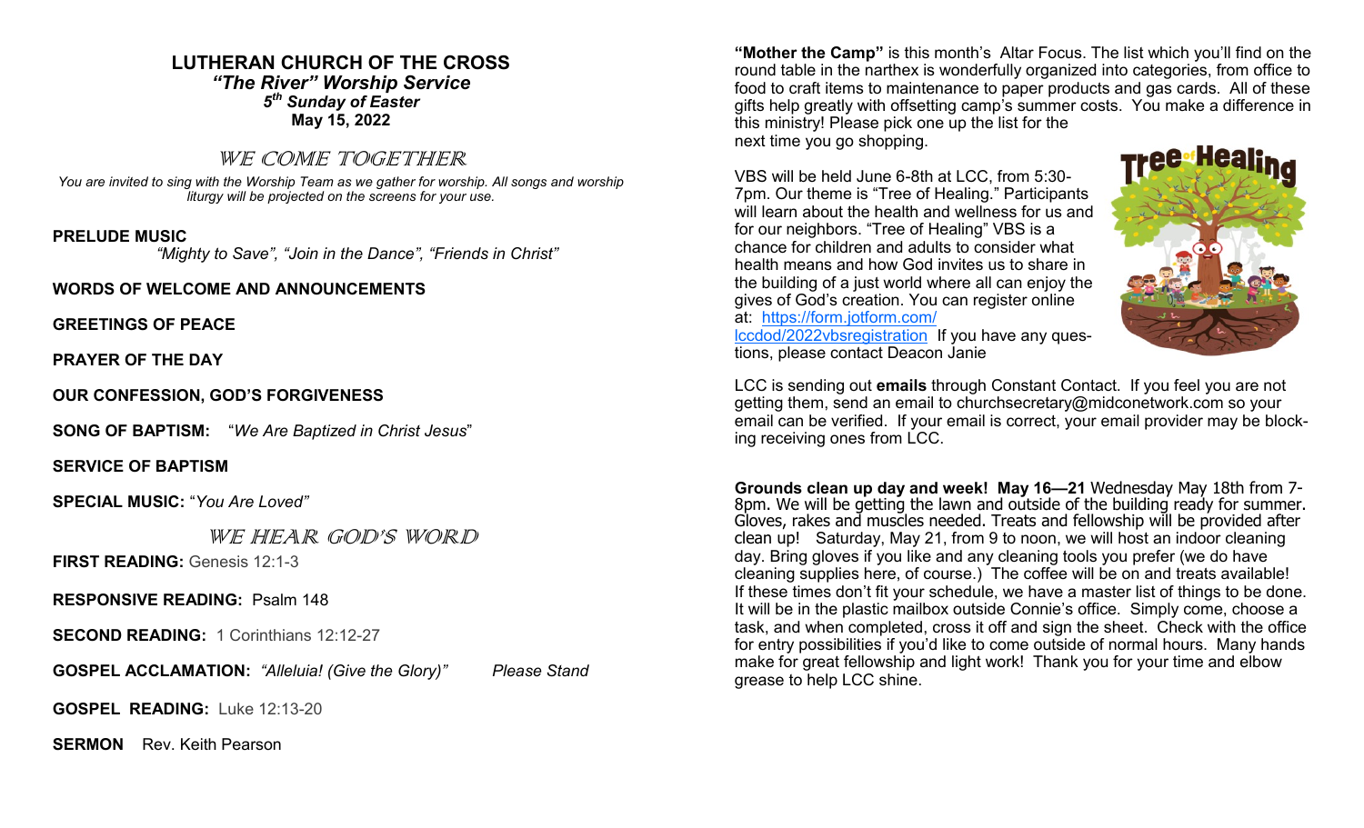# LUTHERAN CHURCH OF THE CROSS

***"The River" Worship Service***

***5th Sunday of Easter***

**May 15, 2022**

## *WE COME TOGETHER*

*You are invited to sing with the Worship Team as we gather for worship. All songs and worship liturgy will be projected on the screens for your use.*

**PRELUDE MUSIC**

*"Mighty to Save", "Join in the Dance", "Friends in Christ"*

**WORDS OF WELCOME AND ANNOUNCEMENTS**

**GREETINGS OF PEACE**

**PRAYER OF THE DAY**

**OUR CONFESSION, GOD'S FORGIVENESS**

**SONG OF BAPTISM:** "*We Are Baptized in Christ Jesus*"

**SERVICE OF BAPTISM**

**SPECIAL MUSIC:** "*You Are Loved"*

## *WE HEAR GOD'S WORD*

**FIRST READING:** Genesis 12:1-3

**RESPONSIVE READING:** Psalm 148

**SECOND READING:** 1 Corinthians 12:12-27

**GOSPEL ACCLAMATION:** *"Alleluia! (Give the Glory)"* *Please Stand*

**GOSPEL READING:** Luke 12:13-20

**SERMON** Rev. Keith Pearson

**"Mother the Camp"** is this month's Altar Focus. The list which you'll find on the round table in the narthex is wonderfully organized into categories, from office to food to craft items to maintenance to paper products and gas cards. All of these gifts help greatly with offsetting camp's summer costs. You make a difference in this ministry! Please pick one up the list for the next time you go shopping.

VBS will be held June 6-8th at LCC, from 5:30-7pm. Our theme is "Tree of Healing." Participants will learn about the health and wellness for us and for our neighbors. "Tree of Healing" VBS is a chance for children and adults to consider what health means and how God invites us to share in the building of a just world where all can enjoy the gives of God's creation. You can register online at: https://form.jotform.com/lccdod/2022vbsregistration If you have any questions, please contact Deacon Janie

LCC is sending out **emails** through Constant Contact. If you feel you are not getting them, send an email to churchsecretary@midconetwork.com so your email can be verified. If your email is correct, your email provider may be blocking receiving ones from LCC.

**Grounds clean up day and week! May 16—21** Wednesday May 18th from 7-8pm. We will be getting the lawn and outside of the building ready for summer. Gloves, rakes and muscles needed. Treats and fellowship will be provided after clean up! Saturday, May 21, from 9 to noon, we will host an indoor cleaning day. Bring gloves if you like and any cleaning tools you prefer (we do have cleaning supplies here, of course.) The coffee will be on and treats available! If these times don't fit your schedule, we have a master list of things to be done. It will be in the plastic mailbox outside Connie's office. Simply come, choose a task, and when completed, cross it off and sign the sheet. Check with the office for entry possibilities if you'd like to come outside of normal hours. Many hands make for great fellowship and light work! Thank you for your time and elbow grease to help LCC shine.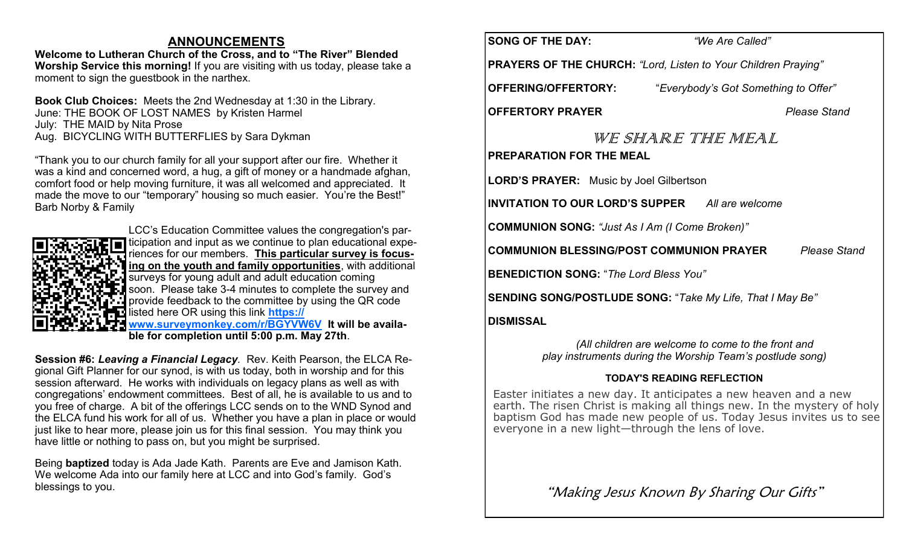## ANNOUNCEMENTS

**Welcome to Lutheran Church of the Cross, and to "The River" Blended Worship Service this morning!** If you are visiting with us today, please take a moment to sign the guestbook in the narthex.

**Book Club Choices:** Meets the 2nd Wednesday at 1:30 in the Library.
June: THE BOOK OF LOST NAMES by Kristen Harmel
July: THE MAID by Nita Prose
Aug. BICYCLING WITH BUTTERFLIES by Sara Dykman

"Thank you to our church family for all your support after our fire. Whether it was a kind and concerned word, a hug, a gift of money or a handmade afghan, comfort food or help moving furniture, it was all welcomed and appreciated. It made the move to our "temporary" housing so much easier. You're the Best!" Barb Norby & Family

LCC's Education Committee values the congregation's participation and input as we continue to plan educational experiences for our members. **This particular survey is focusing on the youth and family opportunities**, with additional surveys for young adult and adult education coming soon. Please take 3-4 minutes to complete the survey and provide feedback to the committee by using the QR code listed here OR using this link **https://www.surveymonkey.com/r/BGYVW6V** **It will be available for completion until 5:00 p.m. May 27th**.

**Session #6: *Leaving a Financial Legacy*.** Rev. Keith Pearson, the ELCA Regional Gift Planner for our synod, is with us today, both in worship and for this session afterward. He works with individuals on legacy plans as well as with congregations' endowment committees. Best of all, he is available to us and to you free of charge. A bit of the offerings LCC sends on to the WND Synod and the ELCA fund his work for all of us. Whether you have a plan in place or would just like to hear more, please join us for this final session. You may think you have little or nothing to pass on, but you might be surprised.

Being **baptized** today is Ada Jade Kath. Parents are Eve and Jamison Kath. We welcome Ada into our family here at LCC and into God's family. God's blessings to you.

**SONG OF THE DAY:** *"We Are Called"*

**PRAYERS OF THE CHURCH:** *"Lord, Listen to Your Children Praying"*

**OFFERING/OFFERTORY:** *"Everybody's Got Something to Offer"*

**OFFERTORY PRAYER** *Please Stand*

## WE SHARE THE MEAL

**PREPARATION FOR THE MEAL**

**LORD'S PRAYER:** Music by Joel Gilbertson

**INVITATION TO OUR LORD'S SUPPER** *All are welcome*

**COMMUNION SONG:** *"Just As I Am (I Come Broken)"*

**COMMUNION BLESSING/POST COMMUNION PRAYER** *Please Stand*

**BENEDICTION SONG:** *"The Lord Bless You"*

**SENDING SONG/POSTLUDE SONG:** *"Take My Life, That I May Be"*

**DISMISSAL**

*(All children are welcome to come to the front and play instruments during the Worship Team's postlude song)*

**TODAY'S READING REFLECTION**

Easter initiates a new day. It anticipates a new heaven and a new earth. The risen Christ is making all things new. In the mystery of holy baptism God has made new people of us. Today Jesus invites us to see everyone in a new light—through the lens of love.

*"Making Jesus Known By Sharing Our Gifts"*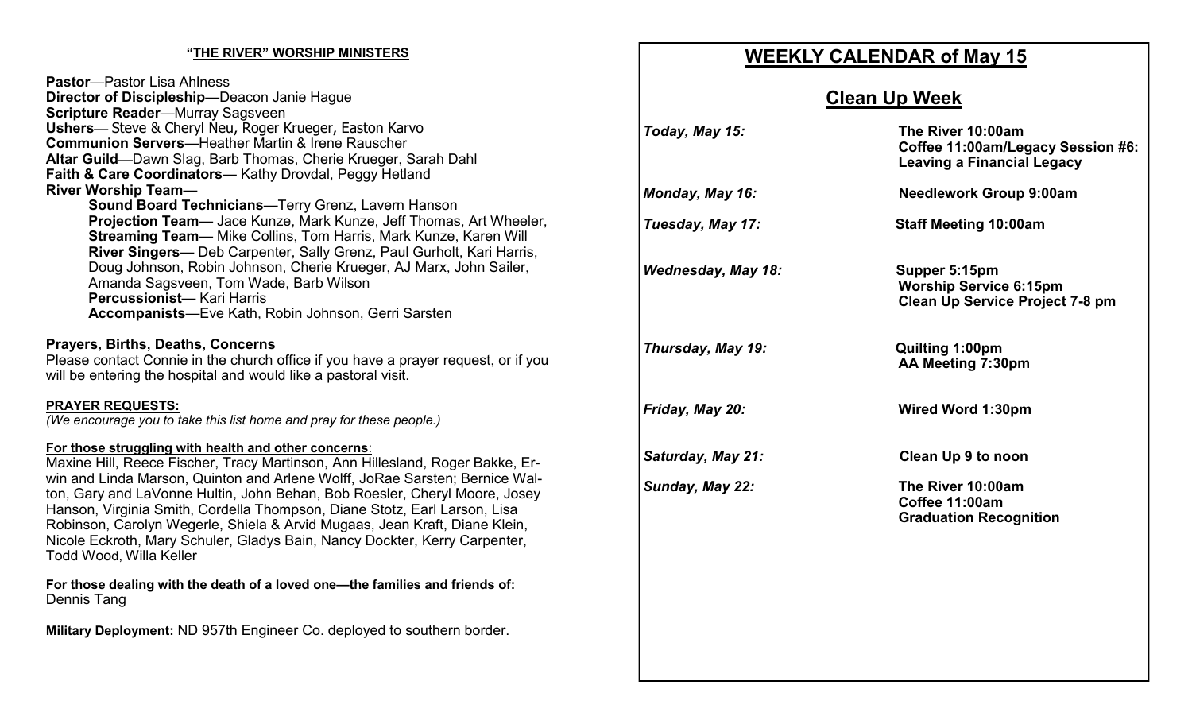**"THE RIVER" WORSHIP MINISTERS**

**Pastor**—Pastor Lisa Ahlness
**Director of Discipleship**—Deacon Janie Hague
**Scripture Reader**—Murray Sagsveen
**Ushers**— Steve & Cheryl Neu, Roger Krueger, Easton Karvo
**Communion Servers**—Heather Martin & Irene Rauscher
**Altar Guild**—Dawn Slag, Barb Thomas, Cherie Krueger, Sarah Dahl
**Faith & Care Coordinators**— Kathy Drovdal, Peggy Hetland
**River Worship Team**—

**Sound Board Technicians**—Terry Grenz, Lavern Hanson
**Projection Team**— Jace Kunze, Mark Kunze, Jeff Thomas, Art Wheeler,
**Streaming Team**— Mike Collins, Tom Harris, Mark Kunze, Karen Will
**River Singers**— Deb Carpenter, Sally Grenz, Paul Gurholt, Kari Harris, Doug Johnson, Robin Johnson, Cherie Krueger, AJ Marx, John Sailer, Amanda Sagsveen, Tom Wade, Barb Wilson
**Percussionist**— Kari Harris
**Accompanists**—Eve Kath, Robin Johnson, Gerri Sarsten

**Prayers, Births, Deaths, Concerns**
Please contact Connie in the church office if you have a prayer request, or if you will be entering the hospital and would like a pastoral visit.

**PRAYER REQUESTS:**
*(We encourage you to take this list home and pray for these people.)*

**For those struggling with health and other concerns**:
Maxine Hill, Reece Fischer, Tracy Martinson, Ann Hillesland, Roger Bakke, Erwin and Linda Marson, Quinton and Arlene Wolff, JoRae Sarsten; Bernice Walton, Gary and LaVonne Hultin, John Behan, Bob Roesler, Cheryl Moore, Josey Hanson, Virginia Smith, Cordella Thompson, Diane Stotz, Earl Larson, Lisa Robinson, Carolyn Wegerle, Shiela & Arvid Mugaas, Jean Kraft, Diane Klein, Nicole Eckroth, Mary Schuler, Gladys Bain, Nancy Dockter, Kerry Carpenter, Todd Wood, Willa Keller

**For those dealing with the death of a loved one—the families and friends of:**
Dennis Tang

**Military Deployment:** ND 957th Engineer Co. deployed to southern border.

## WEEKLY CALENDAR of May 15

### Clean Up Week

| | |
|---|---|
| *Today, May 15:* | **The River 10:00am**<br>**Coffee 11:00am/Legacy Session #6: Leaving a Financial Legacy** |
| *Monday, May 16:* | **Needlework Group 9:00am** |
| *Tuesday, May 17:* | **Staff Meeting 10:00am** |
| *Wednesday, May 18:* | **Supper 5:15pm**<br>**Worship Service 6:15pm**<br>**Clean Up Service Project 7-8 pm** |
| *Thursday, May 19:* | **Quilting 1:00pm**<br>**AA Meeting 7:30pm** |
| *Friday, May 20:* | **Wired Word 1:30pm** |
| *Saturday, May 21:* | **Clean Up 9 to noon** |
| *Sunday, May 22:* | **The River 10:00am**<br>**Coffee 11:00am**<br>**Graduation Recognition** |